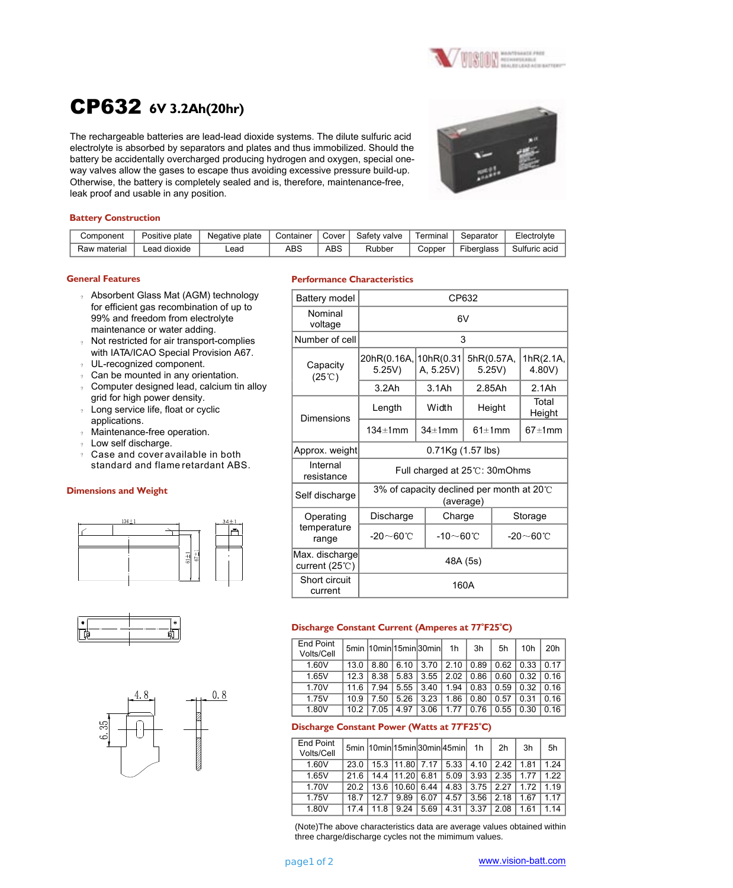# CP632 6V 3.2Ah(20hr)

The rechargeable batteries are lead-lead dioxide systems. The dilute sulfuric acid electrolyte is absorbed by separators and plates and thus immobilized. Should the battery be accidentally overcharged producing hydrogen and oxygen, special one-way valves allow the gases to escape thus avoiding excessive pressure build-up. Otherwise, the battery is completely sealed and is, therefore, maintenance-free, leak proof and usable in any position.

### Battery Construction

| Component | Positive plate | Negative plate | Container | Cover | Safety valve | Terminal | Separator | Electrolyte |
|---|---|---|---|---|---|---|---|---|
| Raw material | Lead dioxide | Lead | ABS | ABS | Rubber | Copper | Fiberglass | Sulfuric acid |

### General Features

- Absorbent Glass Mat (AGM) technology for efficient gas recombination of up to 99% and freedom from electrolyte maintenance or water adding.
- Not restricted for air transport-complies with IATA/ICAO Special Provision A67.
- UL-recognized component.
- Can be mounted in any orientation.
- Computer designed lead, calcium tin alloy grid for high power density.
- Long service life, float or cyclic applications.
- Maintenance-free operation.
- Low self discharge.
- Case and cover available in both standard and flame retardant ABS.

### Dimensions and Weight

134±1 &nbsp; 34±1 &nbsp; 61±1 &nbsp; 67±1

4.8 &nbsp; 0.8 &nbsp; 6.35

### Performance Characteristics

| Battery model | CP632 | | | |
|---|---|---|---|---|
| Nominal voltage | 6V | | | |
| Number of cell | 3 | | | |
| Capacity (25℃) | 20hR(0.16A, 5.25V) | 10hR(0.31A, 5.25V) | 5hR(0.57A, 5.25V) | 1hR(2.1A, 4.80V) |
| | 3.2Ah | 3.1Ah | 2.85Ah | 2.1Ah |
| Dimensions | Length | Width | Height | Total Height |
| | 134±1mm | 34±1mm | 61±1mm | 67±1mm |
| Approx. weight | 0.71Kg (1.57 lbs) | | | |
| Internal resistance | Full charged at 25℃: 30mOhms | | | |
| Self discharge | 3% of capacity declined per month at 20℃ (average) | | | |
| Operating temperature range | Discharge | Charge | Storage | |
| | -20～60℃ | -10～60℃ | -20～60℃ | |
| Max. discharge current (25℃) | 48A (5s) | | | |
| Short circuit current | 160A | | | |

### Discharge Constant Current (Amperes at 77°F25°C)

| End Point Volts/Cell | 5min | 10min | 15min | 30min | 1h | 3h | 5h | 10h | 20h |
|---|---|---|---|---|---|---|---|---|---|
| 1.60V | 13.0 | 8.80 | 6.10 | 3.70 | 2.10 | 0.89 | 0.62 | 0.33 | 0.17 |
| 1.65V | 12.3 | 8.38 | 5.83 | 3.55 | 2.02 | 0.86 | 0.60 | 0.32 | 0.16 |
| 1.70V | 11.6 | 7.94 | 5.55 | 3.40 | 1.94 | 0.83 | 0.59 | 0.32 | 0.16 |
| 1.75V | 10.9 | 7.50 | 5.26 | 3.23 | 1.86 | 0.80 | 0.57 | 0.31 | 0.16 |
| 1.80V | 10.2 | 7.05 | 4.97 | 3.06 | 1.77 | 0.76 | 0.55 | 0.30 | 0.16 |

### Discharge Constant Power (Watts at 77°F25°C)

| End Point Volts/Cell | 5min | 10min | 15min | 30min | 45min | 1h | 2h | 3h | 5h |
|---|---|---|---|---|---|---|---|---|---|
| 1.60V | 23.0 | 15.3 | 11.80 | 7.17 | 5.33 | 4.10 | 2.42 | 1.81 | 1.24 |
| 1.65V | 21.6 | 14.4 | 11.20 | 6.81 | 5.09 | 3.93 | 2.35 | 1.77 | 1.22 |
| 1.70V | 20.2 | 13.6 | 10.60 | 6.44 | 4.83 | 3.75 | 2.27 | 1.72 | 1.19 |
| 1.75V | 18.7 | 12.7 | 9.89 | 6.07 | 4.57 | 3.56 | 2.18 | 1.67 | 1.17 |
| 1.80V | 17.4 | 11.8 | 9.24 | 5.69 | 4.31 | 3.37 | 2.08 | 1.61 | 1.14 |

(Note)The above characteristics data are average values obtained within three charge/discharge cycles not the mimimum values.

www.vision-batt.com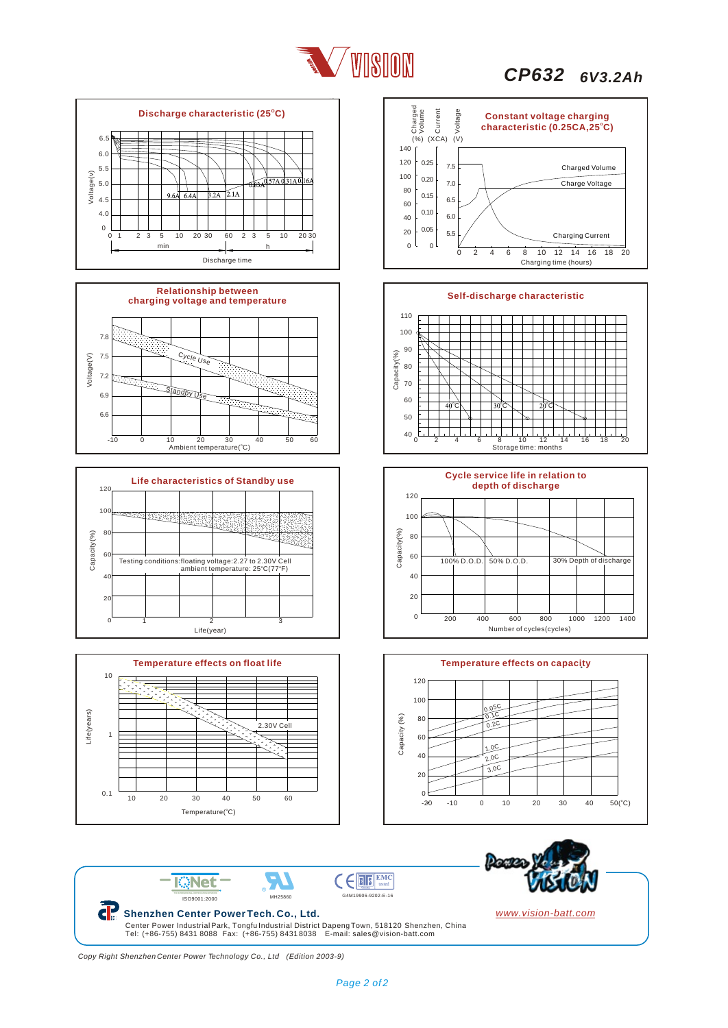# VISION

## CP632 6V3.2Ah

### Discharge characteristic (25°C)

Voltage(v)
6.5
6.0
5.5
5.0
4.5
4.0
0
9.6A 6.4A 3.2A 2.1A 0.83A 0.57A 0.31A 0.16A
0 1 2 3 5 10 20 30 60 2 3 5 10 20 30
min h
Discharge time

### Constant voltage charging characteristic (0.25CA,25°C)

Charged Volume (%) Current (XCA) Voltage (V)
140 120 100 80 60 40 20 0
0.25 0.20 0.15 0.10 0.05 0
7.5 7.0 6.5 6.0 5.5
Charged Volume
Charge Voltage
Charging Current
0 2 4 6 8 10 12 14 16 18 20
Charging time (hours)

### Relationship between charging voltage and temperature

Voltage(V)
7.8 7.5 7.2 6.9 6.6
Cycle Use
Standby Use
-10 0 10 20 30 40 50 60
Ambient temperature(°C)

### Self-discharge characteristic

Capacity(%)
110 100 90 80 70 60 50 40
40°C 30°C 20°C
0 2 4 6 8 10 12 14 16 18 20
Storage time: months

### Life characteristics of Standby use

Capacity(%)
120 100 80 60 40 20 0
Testing conditions:floating voltage:2.27 to 2.30V Cell
ambient temperature: 25°C(77°F)
1 2 3
Life(year)

### Cycle service life in relation to depth of discharge

Capacity(%)
120 100 80 60 40 20 0
100% D.O.D. 50% D.O.D. 30% Depth of discharge
200 400 600 800 1000 1200 1400
Number of cycles(cycles)

### Temperature effects on float life

Life(years)
10 1 0.1
2.30V Cell
10 20 30 40 50 60
Temperature(°C)

### Temperature effects on capacity

Capacity (%)
120 100 80 60 40 20 0
0.05C 0.1C 0.2C 1.0C 2.0C 3.0C
-20 -10 0 10 20 30 40 50(°C)

---

IQNet ISO9001:2000 MH25860 G4M19906-9202-E-16

**Shenzhen Center Power Tech. Co., Ltd.**

Center Power Industrial Park, Tongfu Industrial District Dapeng Town, 518120 Shenzhen, China
Tel: (+86-755) 8431 8088 Fax: (+86-755) 8431 8038 E-mail: sales@vision-batt.com

www.vision-batt.com

*Copy Right Shenzhen Center Power Technology Co., Ltd (Edition 2003-9)*